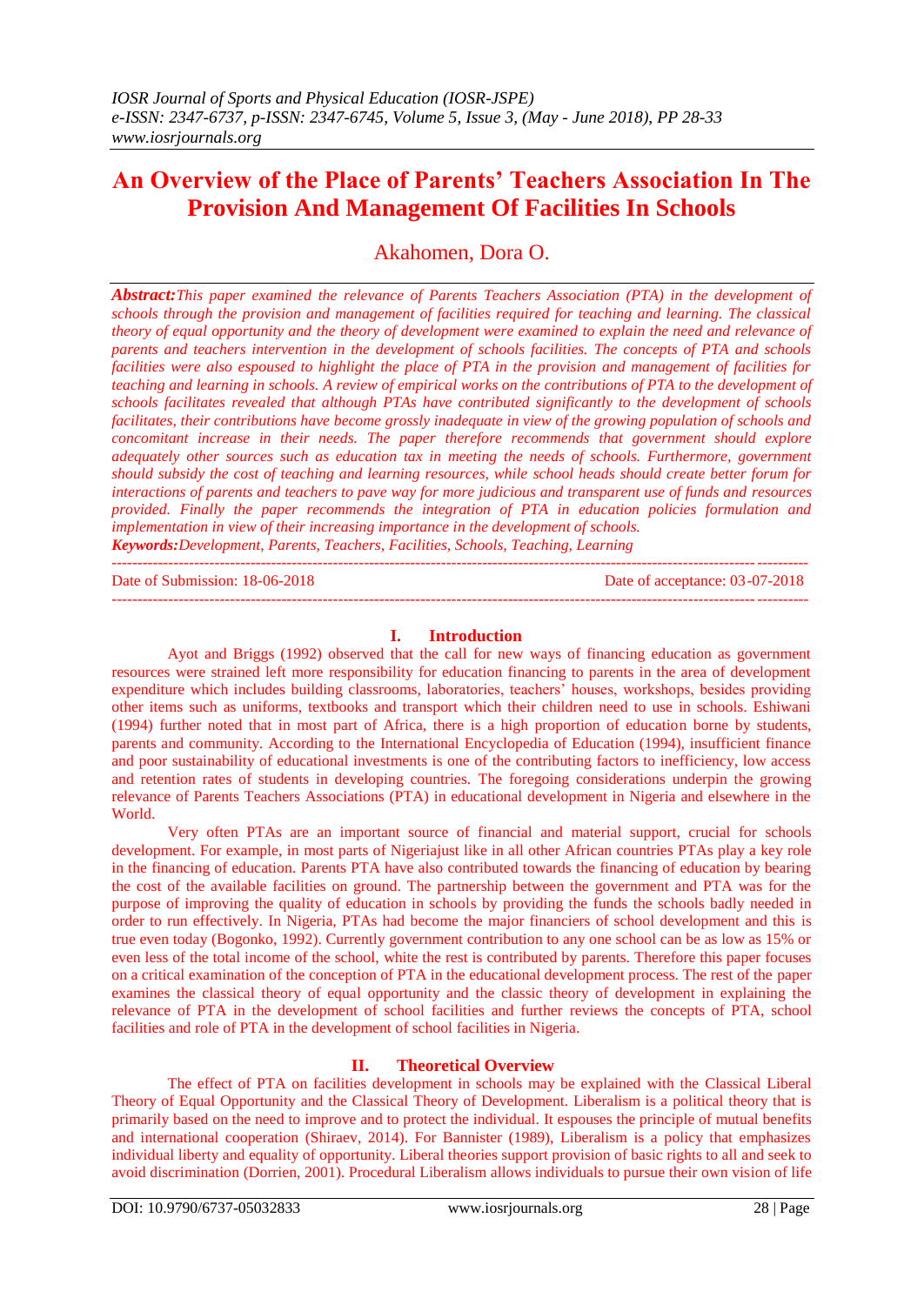# An Overview of the Place of Parents' Teachers Association In The Provision And Management Of Facilities In Schools

Akahomen, Dora O.

***Abstract:*** *This paper examined the relevance of Parents Teachers Association (PTA) in the development of schools through the provision and management of facilities required for teaching and learning. The classical theory of equal opportunity and the theory of development were examined to explain the need and relevance of parents and teachers intervention in the development of schools facilities. The concepts of PTA and schools facilities were also espoused to highlight the place of PTA in the provision and management of facilities for teaching and learning in schools. A review of empirical works on the contributions of PTA to the development of schools facilitates revealed that although PTAs have contributed significantly to the development of schools facilitates, their contributions have become grossly inadequate in view of the growing population of schools and concomitant increase in their needs. The paper therefore recommends that government should explore adequately other sources such as education tax in meeting the needs of schools. Furthermore, government should subsidy the cost of teaching and learning resources, while school heads should create better forum for interactions of parents and teachers to pave way for more judicious and transparent use of funds and resources provided. Finally the paper recommends the integration of PTA in education policies formulation and implementation in view of their increasing importance in the development of schools.*

***Keywords:*** *Development, Parents, Teachers, Facilities, Schools, Teaching, Learning*

---

Date of Submission: 18-06-2018 Date of acceptance: 03-07-2018

---

## I. Introduction

Ayot and Briggs (1992) observed that the call for new ways of financing education as government resources were strained left more responsibility for education financing to parents in the area of development expenditure which includes building classrooms, laboratories, teachers' houses, workshops, besides providing other items such as uniforms, textbooks and transport which their children need to use in schools. Eshiwani (1994) further noted that in most part of Africa, there is a high proportion of education borne by students, parents and community. According to the International Encyclopedia of Education (1994), insufficient finance and poor sustainability of educational investments is one of the contributing factors to inefficiency, low access and retention rates of students in developing countries. The foregoing considerations underpin the growing relevance of Parents Teachers Associations (PTA) in educational development in Nigeria and elsewhere in the World.

Very often PTAs are an important source of financial and material support, crucial for schools development. For example, in most parts of Nigeriajust like in all other African countries PTAs play a key role in the financing of education. Parents PTA have also contributed towards the financing of education by bearing the cost of the available facilities on ground. The partnership between the government and PTA was for the purpose of improving the quality of education in schools by providing the funds the schools badly needed in order to run effectively. In Nigeria, PTAs had become the major financiers of school development and this is true even today (Bogonko, 1992). Currently government contribution to any one school can be as low as 15% or even less of the total income of the school, white the rest is contributed by parents. Therefore this paper focuses on a critical examination of the conception of PTA in the educational development process. The rest of the paper examines the classical theory of equal opportunity and the classic theory of development in explaining the relevance of PTA in the development of school facilities and further reviews the concepts of PTA, school facilities and role of PTA in the development of school facilities in Nigeria.

## II. Theoretical Overview

The effect of PTA on facilities development in schools may be explained with the Classical Liberal Theory of Equal Opportunity and the Classical Theory of Development. Liberalism is a political theory that is primarily based on the need to improve and to protect the individual. It espouses the principle of mutual benefits and international cooperation (Shiraev, 2014). For Bannister (1989), Liberalism is a policy that emphasizes individual liberty and equality of opportunity. Liberal theories support provision of basic rights to all and seek to avoid discrimination (Dorrien, 2001). Procedural Liberalism allows individuals to pursue their own vision of life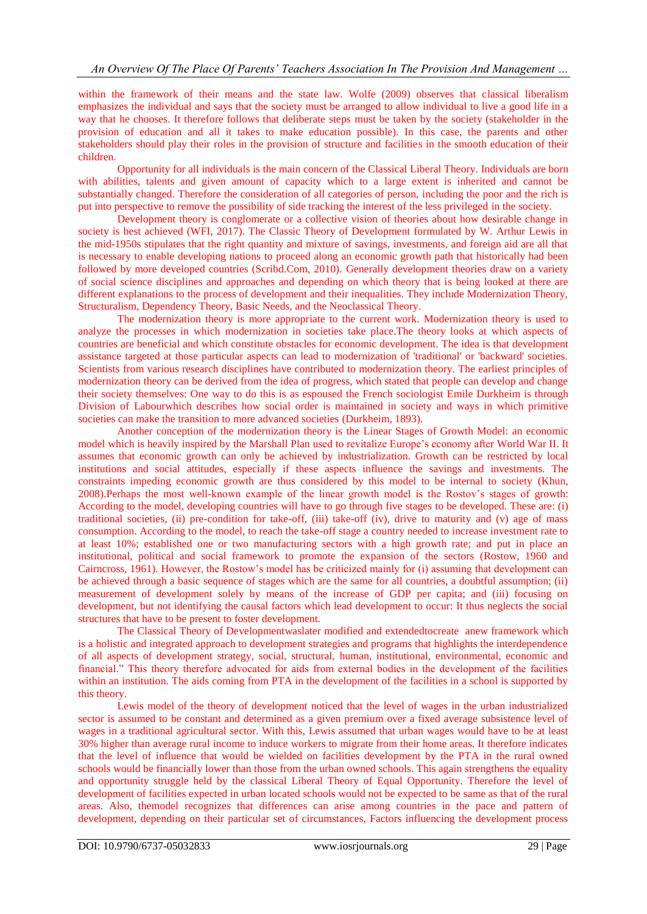within the framework of their means and the state law. Wolfe (2009) observes that classical liberalism emphasizes the individual and says that the society must be arranged to allow individual to live a good life in a way that he chooses. It therefore follows that deliberate steps must be taken by the society (stakeholder in the provision of education and all it takes to make education possible). In this case, the parents and other stakeholders should play their roles in the provision of structure and facilities in the smooth education of their children.

Opportunity for all individuals is the main concern of the Classical Liberal Theory. Individuals are born with abilities, talents and given amount of capacity which to a large extent is inherited and cannot be substantially changed. Therefore the consideration of all categories of person, including the poor and the rich is put into perspective to remove the possibility of side tracking the interest of the less privileged in the society.

Development theory is conglomerate or a collective vision of theories about how desirable change in society is best achieved (WFI, 2017). The Classic Theory of Development formulated by W. Arthur Lewis in the mid-1950s stipulates that the right quantity and mixture of savings, investments, and foreign aid are all that is necessary to enable developing nations to proceed along an economic growth path that historically had been followed by more developed countries (Scribd.Com, 2010). Generally development theories draw on a variety of social science disciplines and approaches and depending on which theory that is being looked at there are different explanations to the process of development and their inequalities. They include Modernization Theory, Structuralism, Dependency Theory, Basic Needs, and the Neoclassical Theory.

The modernization theory is more appropriate to the current work. Modernization theory is used to analyze the processes in which modernization in societies take place.The theory looks at which aspects of countries are beneficial and which constitute obstacles for economic development. The idea is that development assistance targeted at those particular aspects can lead to modernization of 'traditional' or 'backward' societies. Scientists from various research disciplines have contributed to modernization theory. The earliest principles of modernization theory can be derived from the idea of progress, which stated that people can develop and change their society themselves: One way to do this is as espoused the French sociologist Emile Durkheim is through Division of Labourwhich describes how social order is maintained in society and ways in which primitive societies can make the transition to more advanced societies (Durkheim, 1893).

Another conception of the modernization theory is the Linear Stages of Growth Model: an economic model which is heavily inspired by the Marshall Plan used to revitalize Europe's economy after World War II. It assumes that economic growth can only be achieved by industrialization. Growth can be restricted by local institutions and social attitudes, especially if these aspects influence the savings and investments. The constraints impeding economic growth are thus considered by this model to be internal to society (Khun, 2008).Perhaps the most well-known example of the linear growth model is the Rostov's stages of growth: According to the model, developing countries will have to go through five stages to be developed. These are: (i) traditional societies, (ii) pre-condition for take-off, (iii) take-off (iv), drive to maturity and (v) age of mass consumption. According to the model, to reach the take-off stage a country needed to increase investment rate to at least 10%; established one or two manufacturing sectors with a high growth rate; and put in place an institutional, political and social framework to promote the expansion of the sectors (Rostow, 1960 and Cairncross, 1961). However, the Rostow's model has be criticized mainly for (i) assuming that development can be achieved through a basic sequence of stages which are the same for all countries, a doubtful assumption; (ii) measurement of development solely by means of the increase of GDP per capita; and (iii) focusing on development, but not identifying the causal factors which lead development to occur: It thus neglects the social structures that have to be present to foster development.

The Classical Theory of Developmentwaslater modified and extendedtocreate anew framework which is a holistic and integrated approach to development strategies and programs that highlights the interdependence of all aspects of development strategy, social, structural, human, institutional, environmental, economic and financial." This theory therefore advocated for aids from external bodies in the development of the facilities within an institution. The aids coming from PTA in the development of the facilities in a school is supported by this theory.

Lewis model of the theory of development noticed that the level of wages in the urban industrialized sector is assumed to be constant and determined as a given premium over a fixed average subsistence level of wages in a traditional agricultural sector. With this, Lewis assumed that urban wages would have to be at least 30% higher than average rural income to induce workers to migrate from their home areas. It therefore indicates that the level of influence that would be wielded on facilities development by the PTA in the rural owned schools would be financially lower than those from the urban owned schools. This again strengthens the equality and opportunity struggle held by the classical Liberal Theory of Equal Opportunity. Therefore the level of development of facilities expected in urban located schools would not be expected to be same as that of the rural areas. Also, themodel recognizes that differences can arise among countries in the pace and pattern of development, depending on their particular set of circumstances, Factors influencing the development process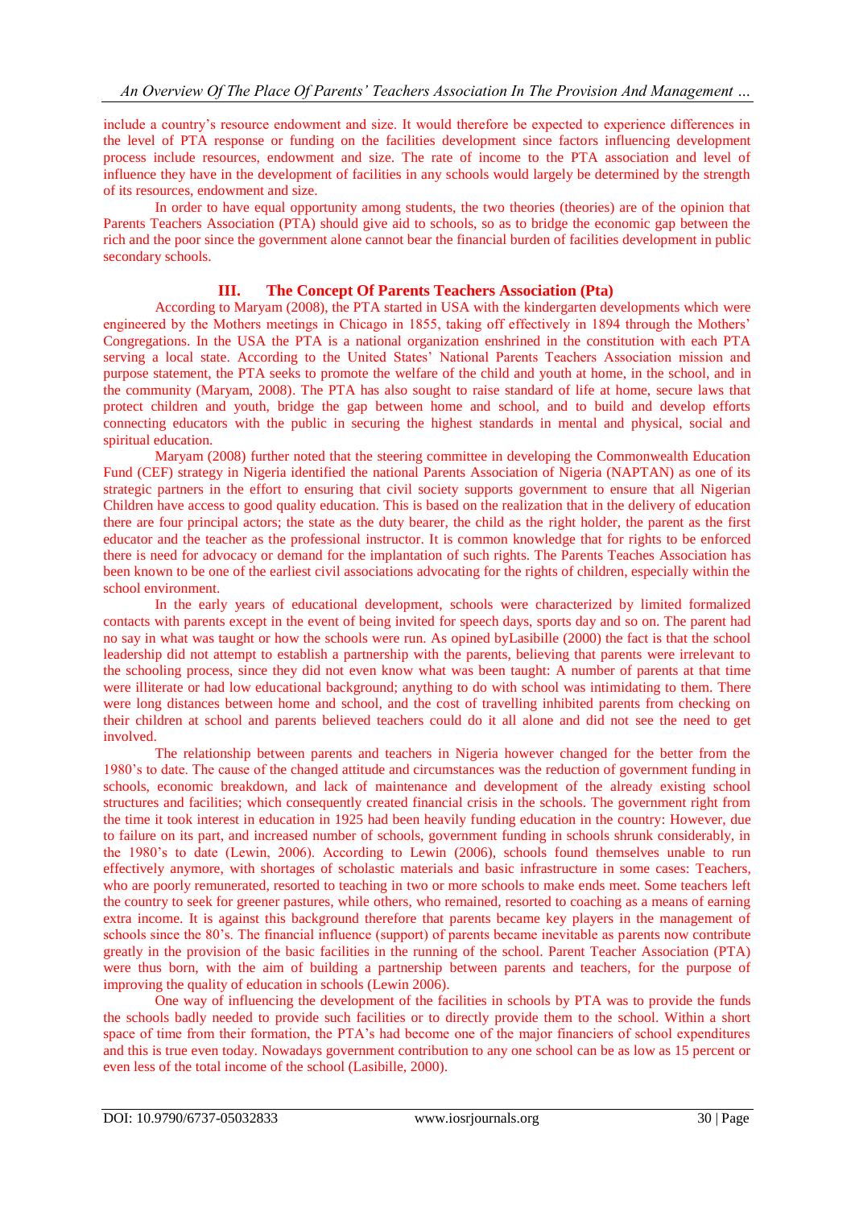include a country's resource endowment and size. It would therefore be expected to experience differences in the level of PTA response or funding on the facilities development since factors influencing development process include resources, endowment and size. The rate of income to the PTA association and level of influence they have in the development of facilities in any schools would largely be determined by the strength of its resources, endowment and size.

In order to have equal opportunity among students, the two theories (theories) are of the opinion that Parents Teachers Association (PTA) should give aid to schools, so as to bridge the economic gap between the rich and the poor since the government alone cannot bear the financial burden of facilities development in public secondary schools.

## III. The Concept Of Parents Teachers Association (Pta)

According to Maryam (2008), the PTA started in USA with the kindergarten developments which were engineered by the Mothers meetings in Chicago in 1855, taking off effectively in 1894 through the Mothers' Congregations. In the USA the PTA is a national organization enshrined in the constitution with each PTA serving a local state. According to the United States' National Parents Teachers Association mission and purpose statement, the PTA seeks to promote the welfare of the child and youth at home, in the school, and in the community (Maryam, 2008). The PTA has also sought to raise standard of life at home, secure laws that protect children and youth, bridge the gap between home and school, and to build and develop efforts connecting educators with the public in securing the highest standards in mental and physical, social and spiritual education.

Maryam (2008) further noted that the steering committee in developing the Commonwealth Education Fund (CEF) strategy in Nigeria identified the national Parents Association of Nigeria (NAPTAN) as one of its strategic partners in the effort to ensuring that civil society supports government to ensure that all Nigerian Children have access to good quality education. This is based on the realization that in the delivery of education there are four principal actors; the state as the duty bearer, the child as the right holder, the parent as the first educator and the teacher as the professional instructor. It is common knowledge that for rights to be enforced there is need for advocacy or demand for the implantation of such rights. The Parents Teaches Association has been known to be one of the earliest civil associations advocating for the rights of children, especially within the school environment.

In the early years of educational development, schools were characterized by limited formalized contacts with parents except in the event of being invited for speech days, sports day and so on. The parent had no say in what was taught or how the schools were run. As opined byLasibille (2000) the fact is that the school leadership did not attempt to establish a partnership with the parents, believing that parents were irrelevant to the schooling process, since they did not even know what was been taught: A number of parents at that time were illiterate or had low educational background; anything to do with school was intimidating to them. There were long distances between home and school, and the cost of travelling inhibited parents from checking on their children at school and parents believed teachers could do it all alone and did not see the need to get involved.

The relationship between parents and teachers in Nigeria however changed for the better from the 1980's to date. The cause of the changed attitude and circumstances was the reduction of government funding in schools, economic breakdown, and lack of maintenance and development of the already existing school structures and facilities; which consequently created financial crisis in the schools. The government right from the time it took interest in education in 1925 had been heavily funding education in the country: However, due to failure on its part, and increased number of schools, government funding in schools shrunk considerably, in the 1980's to date (Lewin, 2006). According to Lewin (2006), schools found themselves unable to run effectively anymore, with shortages of scholastic materials and basic infrastructure in some cases: Teachers, who are poorly remunerated, resorted to teaching in two or more schools to make ends meet. Some teachers left the country to seek for greener pastures, while others, who remained, resorted to coaching as a means of earning extra income. It is against this background therefore that parents became key players in the management of schools since the 80's. The financial influence (support) of parents became inevitable as parents now contribute greatly in the provision of the basic facilities in the running of the school. Parent Teacher Association (PTA) were thus born, with the aim of building a partnership between parents and teachers, for the purpose of improving the quality of education in schools (Lewin 2006).

One way of influencing the development of the facilities in schools by PTA was to provide the funds the schools badly needed to provide such facilities or to directly provide them to the school. Within a short space of time from their formation, the PTA's had become one of the major financiers of school expenditures and this is true even today. Nowadays government contribution to any one school can be as low as 15 percent or even less of the total income of the school (Lasibille, 2000).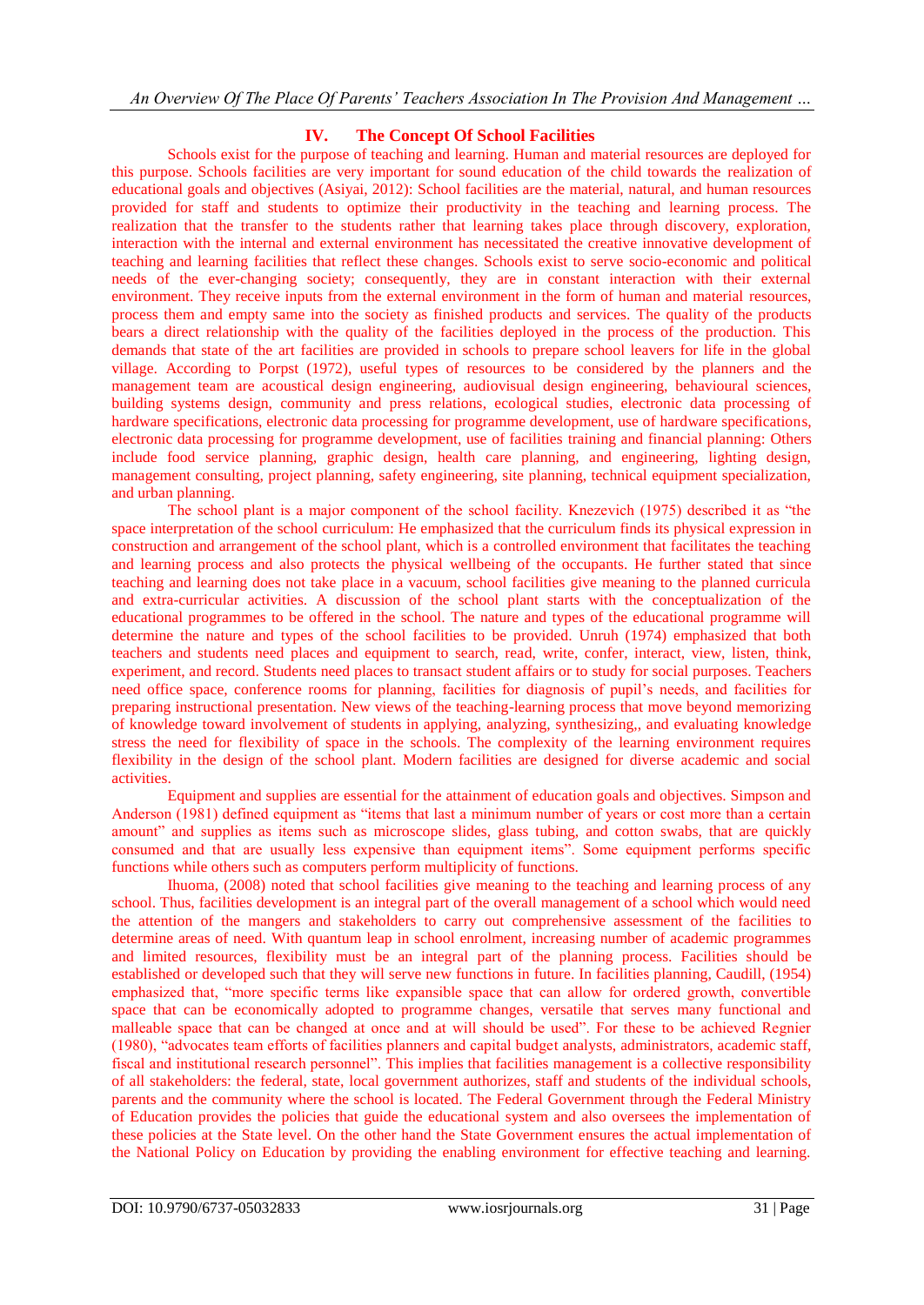## IV. The Concept Of School Facilities

Schools exist for the purpose of teaching and learning. Human and material resources are deployed for this purpose. Schools facilities are very important for sound education of the child towards the realization of educational goals and objectives (Asiyai, 2012): School facilities are the material, natural, and human resources provided for staff and students to optimize their productivity in the teaching and learning process. The realization that the transfer to the students rather that learning takes place through discovery, exploration, interaction with the internal and external environment has necessitated the creative innovative development of teaching and learning facilities that reflect these changes. Schools exist to serve socio-economic and political needs of the ever-changing society; consequently, they are in constant interaction with their external environment. They receive inputs from the external environment in the form of human and material resources, process them and empty same into the society as finished products and services. The quality of the products bears a direct relationship with the quality of the facilities deployed in the process of the production. This demands that state of the art facilities are provided in schools to prepare school leavers for life in the global village. According to Porpst (1972), useful types of resources to be considered by the planners and the management team are acoustical design engineering, audiovisual design engineering, behavioural sciences, building systems design, community and press relations, ecological studies, electronic data processing of hardware specifications, electronic data processing for programme development, use of hardware specifications, electronic data processing for programme development, use of facilities training and financial planning: Others include food service planning, graphic design, health care planning, and engineering, lighting design, management consulting, project planning, safety engineering, site planning, technical equipment specialization, and urban planning.

The school plant is a major component of the school facility. Knezevich (1975) described it as "the space interpretation of the school curriculum: He emphasized that the curriculum finds its physical expression in construction and arrangement of the school plant, which is a controlled environment that facilitates the teaching and learning process and also protects the physical wellbeing of the occupants. He further stated that since teaching and learning does not take place in a vacuum, school facilities give meaning to the planned curricula and extra-curricular activities. A discussion of the school plant starts with the conceptualization of the educational programmes to be offered in the school. The nature and types of the educational programme will determine the nature and types of the school facilities to be provided. Unruh (1974) emphasized that both teachers and students need places and equipment to search, read, write, confer, interact, view, listen, think, experiment, and record. Students need places to transact student affairs or to study for social purposes. Teachers need office space, conference rooms for planning, facilities for diagnosis of pupil's needs, and facilities for preparing instructional presentation. New views of the teaching-learning process that move beyond memorizing of knowledge toward involvement of students in applying, analyzing, synthesizing,, and evaluating knowledge stress the need for flexibility of space in the schools. The complexity of the learning environment requires flexibility in the design of the school plant. Modern facilities are designed for diverse academic and social activities.

Equipment and supplies are essential for the attainment of education goals and objectives. Simpson and Anderson (1981) defined equipment as "items that last a minimum number of years or cost more than a certain amount" and supplies as items such as microscope slides, glass tubing, and cotton swabs, that are quickly consumed and that are usually less expensive than equipment items". Some equipment performs specific functions while others such as computers perform multiplicity of functions.

Ihuoma, (2008) noted that school facilities give meaning to the teaching and learning process of any school. Thus, facilities development is an integral part of the overall management of a school which would need the attention of the mangers and stakeholders to carry out comprehensive assessment of the facilities to determine areas of need. With quantum leap in school enrolment, increasing number of academic programmes and limited resources, flexibility must be an integral part of the planning process. Facilities should be established or developed such that they will serve new functions in future. In facilities planning, Caudill, (1954) emphasized that, "more specific terms like expansible space that can allow for ordered growth, convertible space that can be economically adopted to programme changes, versatile that serves many functional and malleable space that can be changed at once and at will should be used". For these to be achieved Regnier (1980), "advocates team efforts of facilities planners and capital budget analysts, administrators, academic staff, fiscal and institutional research personnel". This implies that facilities management is a collective responsibility of all stakeholders: the federal, state, local government authorizes, staff and students of the individual schools, parents and the community where the school is located. The Federal Government through the Federal Ministry of Education provides the policies that guide the educational system and also oversees the implementation of these policies at the State level. On the other hand the State Government ensures the actual implementation of the National Policy on Education by providing the enabling environment for effective teaching and learning.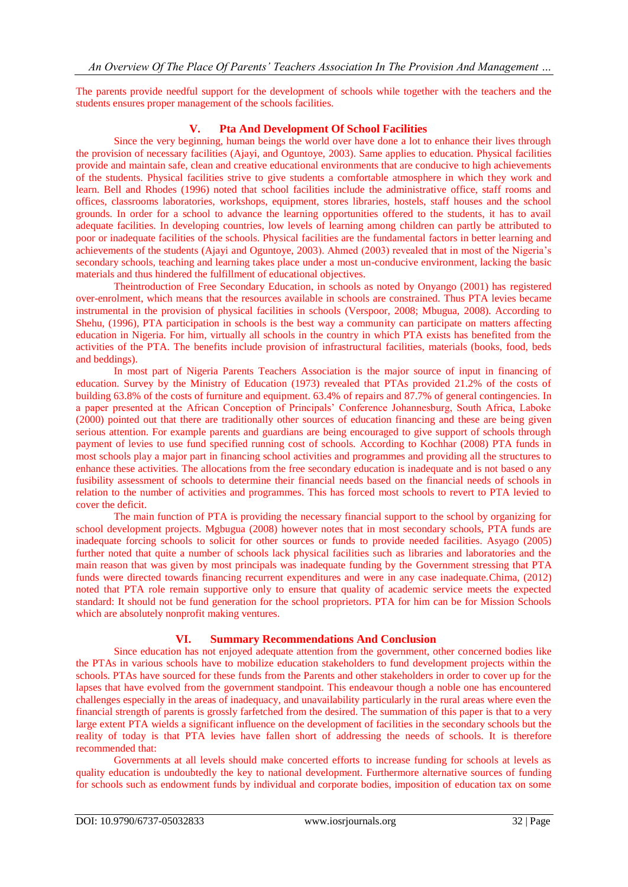The parents provide needful support for the development of schools while together with the teachers and the students ensures proper management of the schools facilities.

## V. Pta And Development Of School Facilities

Since the very beginning, human beings the world over have done a lot to enhance their lives through the provision of necessary facilities (Ajayi, and Oguntoye, 2003). Same applies to education. Physical facilities provide and maintain safe, clean and creative educational environments that are conducive to high achievements of the students. Physical facilities strive to give students a comfortable atmosphere in which they work and learn. Bell and Rhodes (1996) noted that school facilities include the administrative office, staff rooms and offices, classrooms laboratories, workshops, equipment, stores libraries, hostels, staff houses and the school grounds. In order for a school to advance the learning opportunities offered to the students, it has to avail adequate facilities. In developing countries, low levels of learning among children can partly be attributed to poor or inadequate facilities of the schools. Physical facilities are the fundamental factors in better learning and achievements of the students (Ajayi and Oguntoye, 2003). Ahmed (2003) revealed that in most of the Nigeria's secondary schools, teaching and learning takes place under a most un-conducive environment, lacking the basic materials and thus hindered the fulfillment of educational objectives.

Theintroduction of Free Secondary Education, in schools as noted by Onyango (2001) has registered over-enrolment, which means that the resources available in schools are constrained. Thus PTA levies became instrumental in the provision of physical facilities in schools (Verspoor, 2008; Mbugua, 2008). According to Shehu, (1996), PTA participation in schools is the best way a community can participate on matters affecting education in Nigeria. For him, virtually all schools in the country in which PTA exists has benefited from the activities of the PTA. The benefits include provision of infrastructural facilities, materials (books, food, beds and beddings).

In most part of Nigeria Parents Teachers Association is the major source of input in financing of education. Survey by the Ministry of Education (1973) revealed that PTAs provided 21.2% of the costs of building 63.8% of the costs of furniture and equipment. 63.4% of repairs and 87.7% of general contingencies. In a paper presented at the African Conception of Principals' Conference Johannesburg, South Africa, Laboke (2000) pointed out that there are traditionally other sources of education financing and these are being given serious attention. For example parents and guardians are being encouraged to give support of schools through payment of levies to use fund specified running cost of schools. According to Kochhar (2008) PTA funds in most schools play a major part in financing school activities and programmes and providing all the structures to enhance these activities. The allocations from the free secondary education is inadequate and is not based o any fusibility assessment of schools to determine their financial needs based on the financial needs of schools in relation to the number of activities and programmes. This has forced most schools to revert to PTA levied to cover the deficit.

The main function of PTA is providing the necessary financial support to the school by organizing for school development projects. Mgbugua (2008) however notes that in most secondary schools, PTA funds are inadequate forcing schools to solicit for other sources or funds to provide needed facilities. Asyago (2005) further noted that quite a number of schools lack physical facilities such as libraries and laboratories and the main reason that was given by most principals was inadequate funding by the Government stressing that PTA funds were directed towards financing recurrent expenditures and were in any case inadequate.Chima, (2012) noted that PTA role remain supportive only to ensure that quality of academic service meets the expected standard: It should not be fund generation for the school proprietors. PTA for him can be for Mission Schools which are absolutely nonprofit making ventures.

## VI. Summary Recommendations And Conclusion

Since education has not enjoyed adequate attention from the government, other concerned bodies like the PTAs in various schools have to mobilize education stakeholders to fund development projects within the schools. PTAs have sourced for these funds from the Parents and other stakeholders in order to cover up for the lapses that have evolved from the government standpoint. This endeavour though a noble one has encountered challenges especially in the areas of inadequacy, and unavailability particularly in the rural areas where even the financial strength of parents is grossly farfetched from the desired. The summation of this paper is that to a very large extent PTA wields a significant influence on the development of facilities in the secondary schools but the reality of today is that PTA levies have fallen short of addressing the needs of schools. It is therefore recommended that:

Governments at all levels should make concerted efforts to increase funding for schools at levels as quality education is undoubtedly the key to national development. Furthermore alternative sources of funding for schools such as endowment funds by individual and corporate bodies, imposition of education tax on some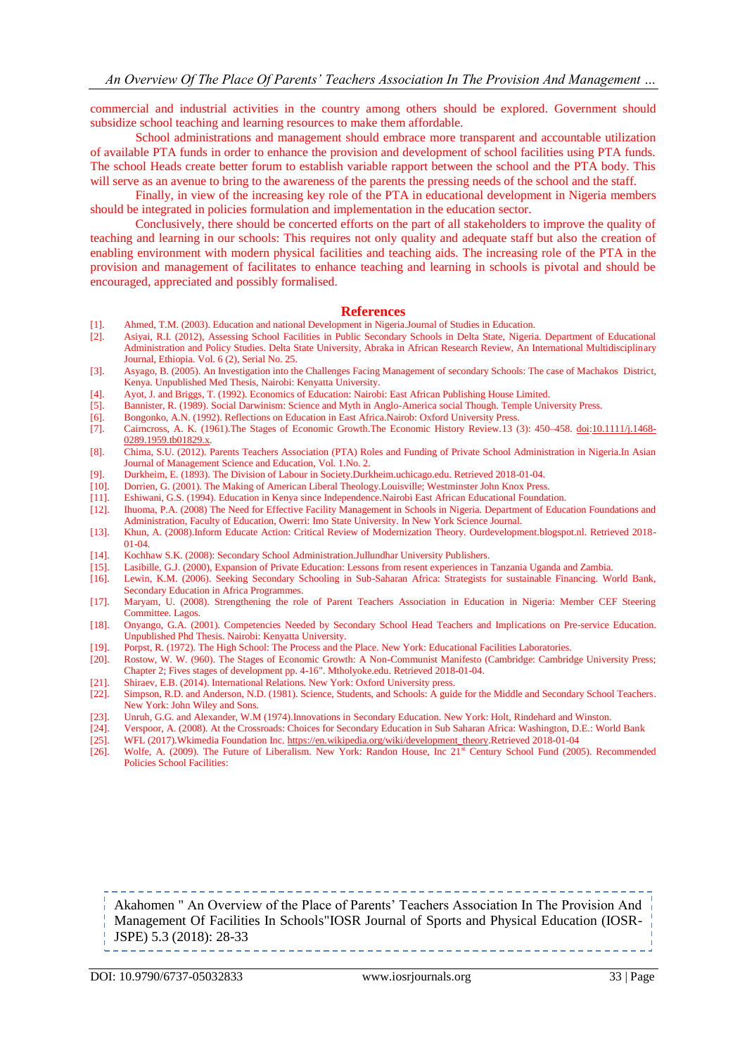commercial and industrial activities in the country among others should be explored. Government should subsidize school teaching and learning resources to make them affordable.

School administrations and management should embrace more transparent and accountable utilization of available PTA funds in order to enhance the provision and development of school facilities using PTA funds. The school Heads create better forum to establish variable rapport between the school and the PTA body. This will serve as an avenue to bring to the awareness of the parents the pressing needs of the school and the staff.

Finally, in view of the increasing key role of the PTA in educational development in Nigeria members should be integrated in policies formulation and implementation in the education sector.

Conclusively, there should be concerted efforts on the part of all stakeholders to improve the quality of teaching and learning in our schools: This requires not only quality and adequate staff but also the creation of enabling environment with modern physical facilities and teaching aids. The increasing role of the PTA in the provision and management of facilitates to enhance teaching and learning in schools is pivotal and should be encouraged, appreciated and possibly formalised.

## References

[1]. Ahmed, T.M. (2003). Education and national Development in Nigeria.Journal of Studies in Education.
[2]. Asiyai, R.I. (2012), Assessing School Facilities in Public Secondary Schools in Delta State, Nigeria. Department of Educational Administration and Policy Studies. Delta State University, Abraka in African Research Review, An International Multidisciplinary Journal, Ethiopia. Vol. 6 (2), Serial No. 25.
[3]. Asyago, B. (2005). An Investigation into the Challenges Facing Management of secondary Schools: The case of Machakos District, Kenya. Unpublished Med Thesis, Nairobi: Kenyatta University.
[4]. Ayot, J. and Briggs, T. (1992). Economics of Education: Nairobi: East African Publishing House Limited.
[5]. Bannister, R. (1989). Social Darwinism: Science and Myth in Anglo-America social Though. Temple University Press.
[6]. Bongonko, A.N. (1992). Reflections on Education in East Africa.Nairob: Oxford University Press.
[7]. Cairncross, A. K. (1961).The Stages of Economic Growth.The Economic History Review.13 (3): 450–458. doi:10.1111/j.1468-0289.1959.tb01829.x.
[8]. Chima, S.U. (2012). Parents Teachers Association (PTA) Roles and Funding of Private School Administration in Nigeria.In Asian Journal of Management Science and Education, Vol. 1.No. 2.
[9]. Durkheim, E. (1893). The Division of Labour in Society.Durkheim.uchicago.edu. Retrieved 2018-01-04.
[10]. Dorrien, G. (2001). The Making of American Liberal Theology.Louisville; Westminster John Knox Press.
[11]. Eshiwani, G.S. (1994). Education in Kenya since Independence.Nairobi East African Educational Foundation.
[12]. Ihuoma, P.A. (2008) The Need for Effective Facility Management in Schools in Nigeria. Department of Education Foundations and Administration, Faculty of Education, Owerri: Imo State University. In New York Science Journal.
[13]. Khun, A. (2008).Inform Educate Action: Critical Review of Modernization Theory. Ourdevelopment.blogspot.nl. Retrieved 2018-01-04.
[14]. Kochhaw S.K. (2008): Secondary School Administration.Jullundhar University Publishers.
[15]. Lasibille, G.J. (2000), Expansion of Private Education: Lessons from resent experiences in Tanzania Uganda and Zambia.
[16]. Lewin, K.M. (2006). Seeking Secondary Schooling in Sub-Saharan Africa: Strategists for sustainable Financing. World Bank, Secondary Education in Africa Programmes.
[17]. Maryam, U. (2008). Strengthening the role of Parent Teachers Association in Education in Nigeria: Member CEF Steering Committee. Lagos.
[18]. Onyango, G.A. (2001). Competencies Needed by Secondary School Head Teachers and Implications on Pre-service Education. Unpublished Phd Thesis. Nairobi: Kenyatta University.
[19]. Porpst, R. (1972). The High School: The Process and the Place. New York: Educational Facilities Laboratories.
[20]. Rostow, W. W. (960). The Stages of Economic Growth: A Non-Communist Manifesto (Cambridge: Cambridge University Press; Chapter 2; Fives stages of development pp. 4-16". Mtholyoke.edu. Retrieved 2018-01-04.
[21]. Shiraev, E.B. (2014). International Relations. New York: Oxford University press.
[22]. Simpson, R.D. and Anderson, N.D. (1981). Science, Students, and Schools: A guide for the Middle and Secondary School Teachers. New York: John Wiley and Sons.
[23]. Unruh, G.G. and Alexander, W.M (1974).Innovations in Secondary Education. New York: Holt, Rindehard and Winston.
[24]. Verspoor, A. (2008). At the Crossroads: Choices for Secondary Education in Sub Saharan Africa: Washington, D.E.: World Bank
[25]. WFL (2017).Wkimedia Foundation Inc. https://en.wikipedia.org/wiki/development_theory.Retrieved 2018-01-04
[26]. Wolfe, A. (2009). The Future of Liberalism. New York: Randon House, Inc 21st Century School Fund (2005). Recommended Policies School Facilities:

Akahomen " An Overview of the Place of Parents' Teachers Association In The Provision And Management Of Facilities In Schools"IOSR Journal of Sports and Physical Education (IOSR-JSPE) 5.3 (2018): 28-33